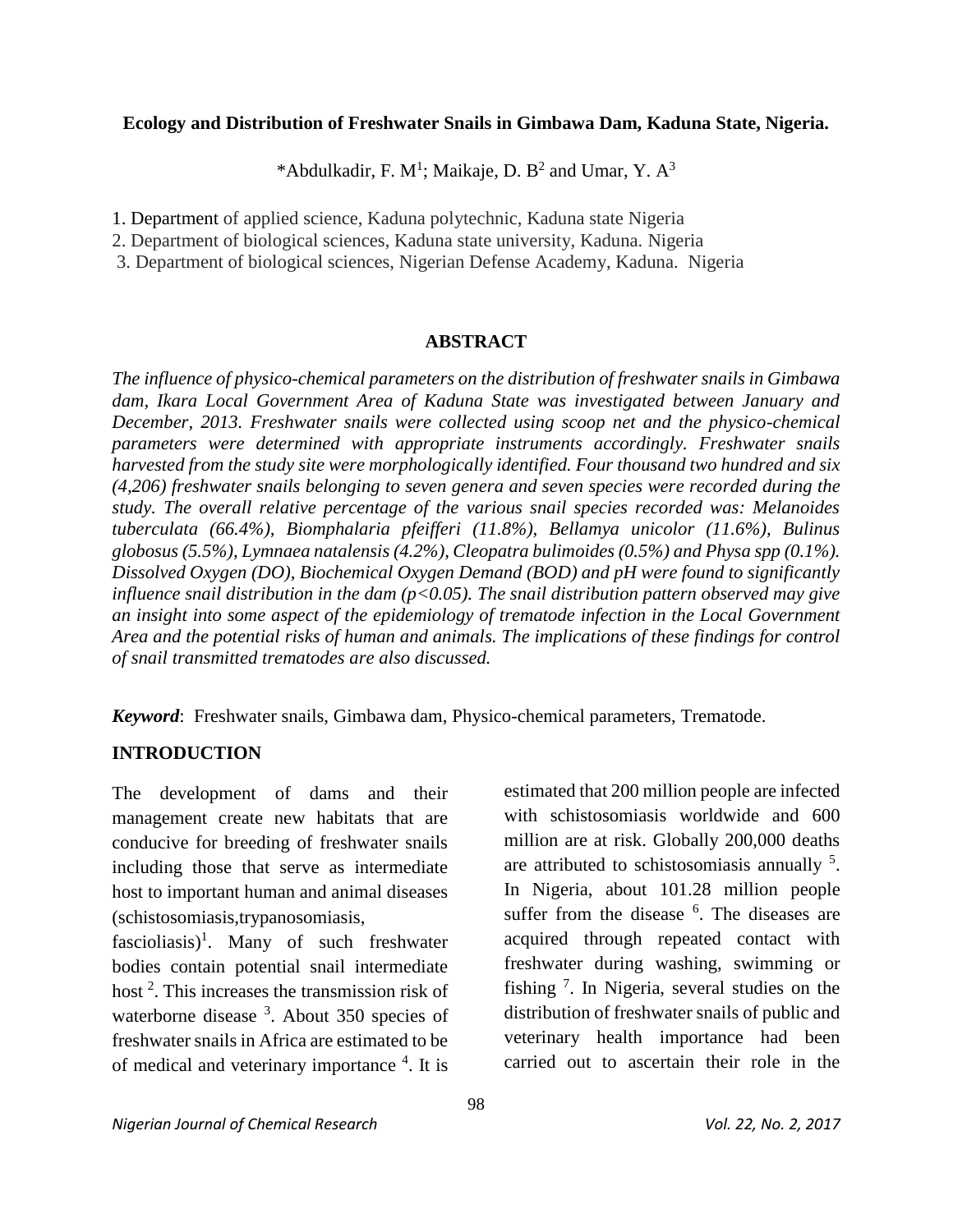**Ecology and Distribution of Freshwater Snails in Gimbawa Dam, Kaduna State, Nigeria.**

*Abdulkadir, F. M[1]; Maikaje, D. B[2] and Umar, Y. A[3]

1. Department of applied science, Kaduna polytechnic, Kaduna state Nigeria
2. Department of biological sciences, Kaduna state university, Kaduna. Nigeria
3. Department of biological sciences, Nigerian Defense Academy, Kaduna. Nigeria

## ABSTRACT

*The influence of physico-chemical parameters on the distribution of freshwater snails in Gimbawa dam, Ikara Local Government Area of Kaduna State was investigated between January and December, 2013. Freshwater snails were collected using scoop net and the physico-chemical parameters were determined with appropriate instruments accordingly. Freshwater snails harvested from the study site were morphologically identified. Four thousand two hundred and six (4,206) freshwater snails belonging to seven genera and seven species were recorded during the study. The overall relative percentage of the various snail species recorded was: Melanoides tuberculata (66.4%), Biomphalaria pfeifferi (11.8%), Bellamya unicolor (11.6%), Bulinus globosus (5.5%), Lymnaea natalensis (4.2%), Cleopatra bulimoides (0.5%) and Physa spp (0.1%). Dissolved Oxygen (DO), Biochemical Oxygen Demand (BOD) and pH were found to significantly influence snail distribution in the dam ($p<0.05$). The snail distribution pattern observed may give an insight into some aspect of the epidemiology of trematode infection in the Local Government Area and the potential risks of human and animals. The implications of these findings for control of snail transmitted trematodes are also discussed.*

***Keyword***: Freshwater snails, Gimbawa dam, Physico-chemical parameters, Trematode.

## INTRODUCTION

The development of dams and their management create new habitats that are conducive for breeding of freshwater snails including those that serve as intermediate host to important human and animal diseases (schistosomiasis,trypanosomiasis, fascioliasis)[1]. Many of such freshwater bodies contain potential snail intermediate host [2]. This increases the transmission risk of waterborne disease [3]. About 350 species of freshwater snails in Africa are estimated to be of medical and veterinary importance [4]. It is estimated that 200 million people are infected with schistosomiasis worldwide and 600 million are at risk. Globally 200,000 deaths are attributed to schistosomiasis annually [5]. In Nigeria, about 101.28 million people suffer from the disease [6]. The diseases are acquired through repeated contact with freshwater during washing, swimming or fishing [7]. In Nigeria, several studies on the distribution of freshwater snails of public and veterinary health importance had been carried out to ascertain their role in the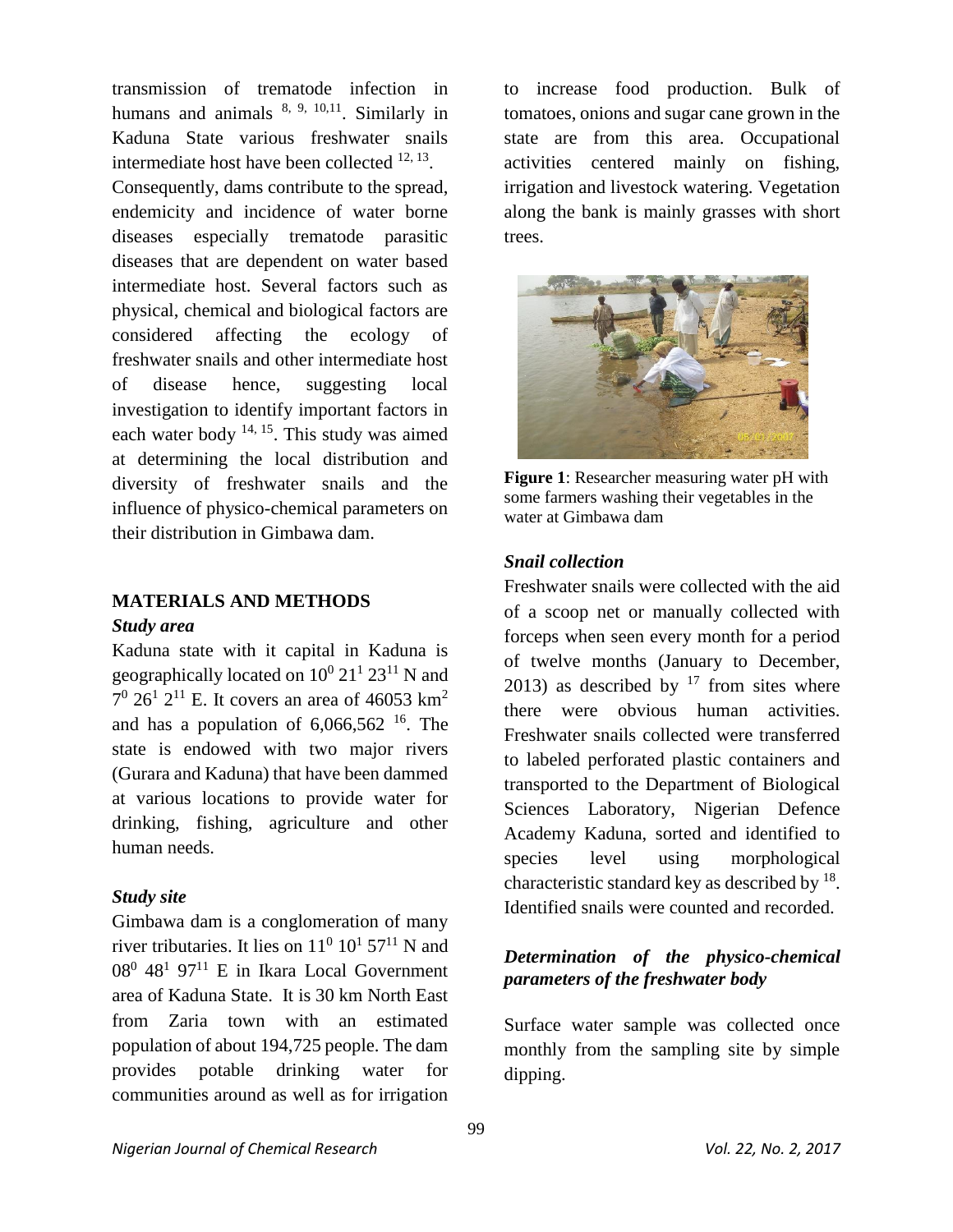transmission of trematode infection in humans and animals [8, 9, 10,11]. Similarly in Kaduna State various freshwater snails intermediate host have been collected [12, 13]. Consequently, dams contribute to the spread, endemicity and incidence of water borne diseases especially trematode parasitic diseases that are dependent on water based intermediate host. Several factors such as physical, chemical and biological factors are considered affecting the ecology of freshwater snails and other intermediate host of disease hence, suggesting local investigation to identify important factors in each water body [14, 15]. This study was aimed at determining the local distribution and diversity of freshwater snails and the influence of physico-chemical parameters on their distribution in Gimbawa dam.

## MATERIALS AND METHODS

### *Study area*

Kaduna state with it capital in Kaduna is geographically located on $10^0\ 21^1\ 23^{11}$ N and $7^0\ 26^1\ 2^{11}$ E. It covers an area of 46053 $km^2$ and has a population of 6,066,562 [16]. The state is endowed with two major rivers (Gurara and Kaduna) that have been dammed at various locations to provide water for drinking, fishing, agriculture and other human needs.

### *Study site*

Gimbawa dam is a conglomeration of many river tributaries. It lies on $11^0\ 10^1\ 57^{11}$ N and $08^0\ 48^1\ 97^{11}$ E in Ikara Local Government area of Kaduna State. It is 30 km North East from Zaria town with an estimated population of about 194,725 people. The dam provides potable drinking water for communities around as well as for irrigation to increase food production. Bulk of tomatoes, onions and sugar cane grown in the state are from this area. Occupational activities centered mainly on fishing, irrigation and livestock watering. Vegetation along the bank is mainly grasses with short trees.

**Figure 1**: Researcher measuring water pH with some farmers washing their vegetables in the water at Gimbawa dam

### *Snail collection*

Freshwater snails were collected with the aid of a scoop net or manually collected with forceps when seen every month for a period of twelve months (January to December, 2013) as described by [17] from sites where there were obvious human activities. Freshwater snails collected were transferred to labeled perforated plastic containers and transported to the Department of Biological Sciences Laboratory, Nigerian Defence Academy Kaduna, sorted and identified to species level using morphological characteristic standard key as described by [18]. Identified snails were counted and recorded.

### *Determination of the physico-chemical parameters of the freshwater body*

Surface water sample was collected once monthly from the sampling site by simple dipping.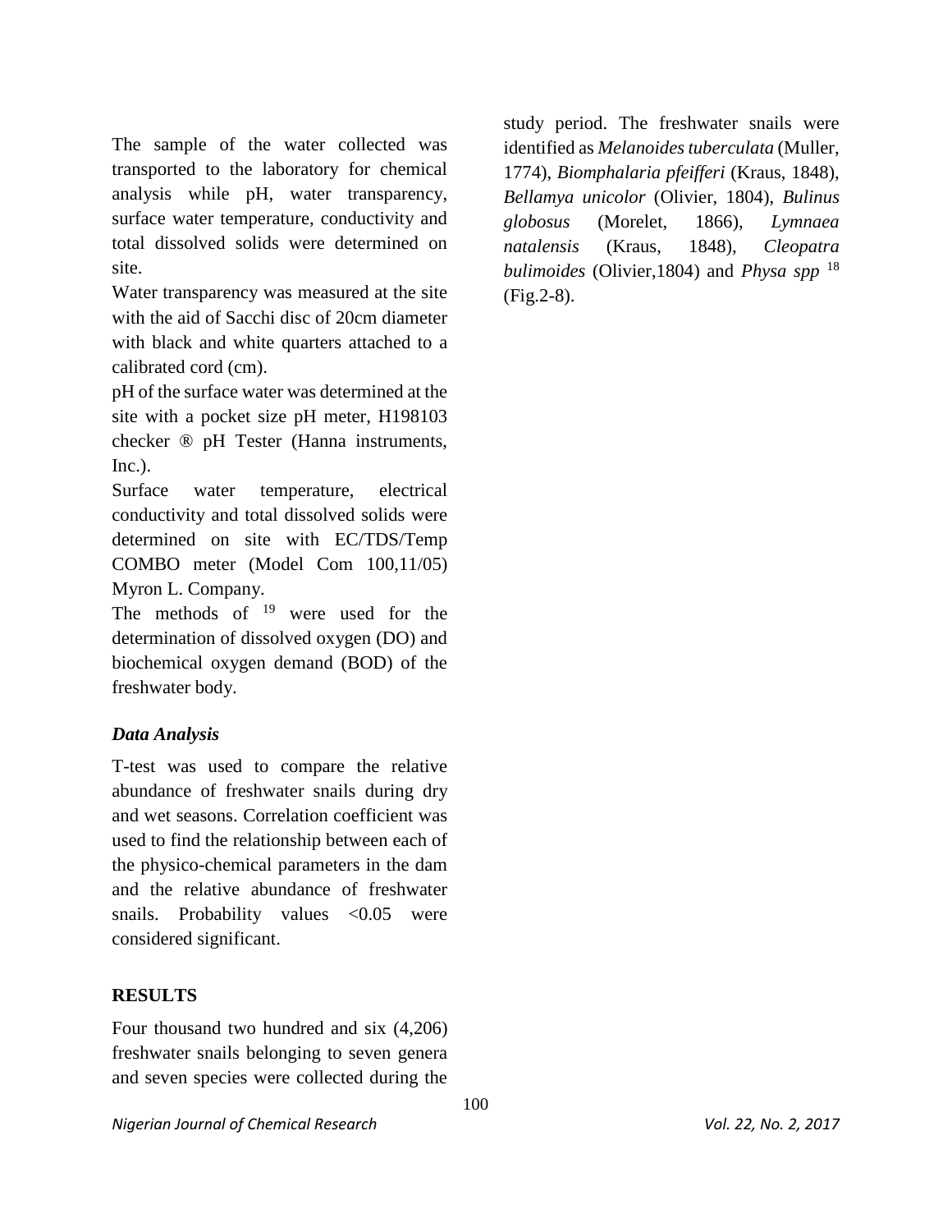The sample of the water collected was transported to the laboratory for chemical analysis while pH, water transparency, surface water temperature, conductivity and total dissolved solids were determined on site.

Water transparency was measured at the site with the aid of Sacchi disc of 20cm diameter with black and white quarters attached to a calibrated cord (cm).

pH of the surface water was determined at the site with a pocket size pH meter, H198103 checker ® pH Tester (Hanna instruments, Inc.).

Surface water temperature, electrical conductivity and total dissolved solids were determined on site with EC/TDS/Temp COMBO meter (Model Com 100,11/05) Myron L. Company.

The methods of [19] were used for the determination of dissolved oxygen (DO) and biochemical oxygen demand (BOD) of the freshwater body.

### *Data Analysis*

T-test was used to compare the relative abundance of freshwater snails during dry and wet seasons. Correlation coefficient was used to find the relationship between each of the physico-chemical parameters in the dam and the relative abundance of freshwater snails. Probability values <0.05 were considered significant.

## RESULTS

Four thousand two hundred and six (4,206) freshwater snails belonging to seven genera and seven species were collected during the study period. The freshwater snails were identified as *Melanoides tuberculata* (Muller, 1774), *Biomphalaria pfeifferi* (Kraus, 1848), *Bellamya unicolor* (Olivier, 1804), *Bulinus globosus* (Morelet, 1866), *Lymnaea natalensis* (Kraus, 1848), *Cleopatra bulimoides* (Olivier,1804) and *Physa spp* [18] (Fig.2-8).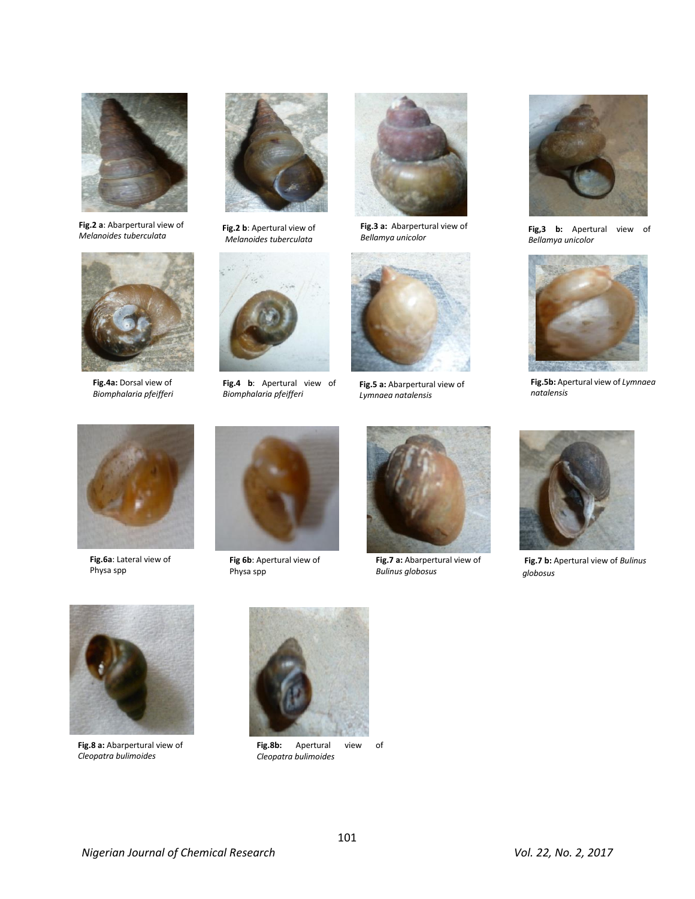**Fig.2 a**: Abarpertural view of *Melanoides tuberculata*

**Fig.2 b**: Apertural view of *Melanoides tuberculata*

**Fig.3 a:** Abarpertural view of *Bellamya unicolor*

**Fig,3 b:** Apertural view of *Bellamya unicolor*

**Fig.4a:** Dorsal view of *Biomphalaria pfeifferi*

**Fig.4 b**: Apertural view of *Biomphalaria pfeifferi*

**Fig.5 a:** Abarpertural view of *Lymnaea natalensis*

**Fig.5b:** Apertural view of *Lymnaea natalensis*

**Fig.6a**: Lateral view of Physa spp

**Fig 6b**: Apertural view of Physa spp

**Fig.7 a:** Abarpertural view of *Bulinus globosus*

**Fig.7 b:** Apertural view of *Bulinus globosus*

**Fig.8 a:** Abarpertural view of *Cleopatra bulimoides*

**Fig.8b:** Apertural view of *Cleopatra bulimoides*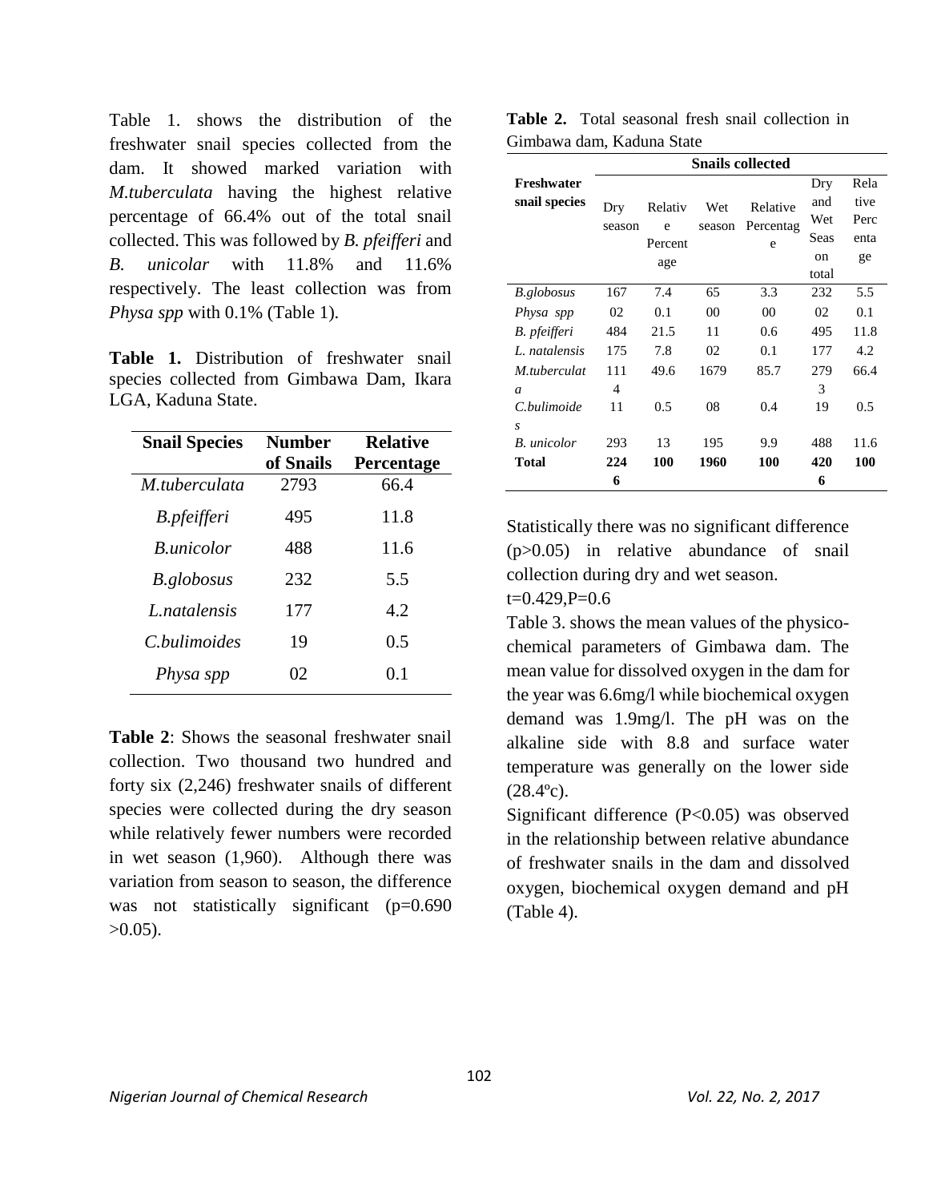Table 1. shows the distribution of the freshwater snail species collected from the dam. It showed marked variation with *M.tuberculata* having the highest relative percentage of 66.4% out of the total snail collected. This was followed by *B. pfeifferi* and *B. unicolar* with 11.8% and 11.6% respectively. The least collection was from *Physa spp* with 0.1% (Table 1).

**Table 1.** Distribution of freshwater snail species collected from Gimbawa Dam, Ikara LGA, Kaduna State.

| Snail Species | Number of Snails | Relative Percentage |
|---|---|---|
| *M.tuberculata* | 2793 | 66.4 |
| *B.pfeifferi* | 495 | 11.8 |
| *B.unicolor* | 488 | 11.6 |
| *B.globosus* | 232 | 5.5 |
| *L.natalensis* | 177 | 4.2 |
| *C.bulimoides* | 19 | 0.5 |
| *Physa spp* | 02 | 0.1 |

**Table 2**: Shows the seasonal freshwater snail collection. Two thousand two hundred and forty six (2,246) freshwater snails of different species were collected during the dry season while relatively fewer numbers were recorded in wet season (1,960). Although there was variation from season to season, the difference was not statistically significant (p=0.690 >0.05).

**Table 2.** Total seasonal fresh snail collection in Gimbawa dam, Kaduna State

| Freshwater snail species | Snails collected | | | | | |
|---|---|---|---|---|---|---|
| | Dry season | Relative Percentage | Wet season | Relative Percentage | Dry and Wet Season total | Relative Percentage |
| *B.globosus* | 167 | 7.4 | 65 | 3.3 | 232 | 5.5 |
| *Physa spp* | 02 | 0.1 | 00 | 00 | 02 | 0.1 |
| *B. pfeifferi* | 484 | 21.5 | 11 | 0.6 | 495 | 11.8 |
| *L. natalensis* | 175 | 7.8 | 02 | 0.1 | 177 | 4.2 |
| *M.tuberculata* | 1114 | 49.6 | 1679 | 85.7 | 2793 | 66.4 |
| *C.bulimoides* | 11 | 0.5 | 08 | 0.4 | 19 | 0.5 |
| *B. unicolor* | 293 | 13 | 195 | 9.9 | 488 | 11.6 |
| **Total** | **2246** | **100** | **1960** | **100** | **4206** | **100** |

Statistically there was no significant difference (p>0.05) in relative abundance of snail collection during dry and wet season.

t=0.429,P=0.6

Table 3. shows the mean values of the physico-chemical parameters of Gimbawa dam. The mean value for dissolved oxygen in the dam for the year was 6.6mg/l while biochemical oxygen demand was 1.9mg/l. The pH was on the alkaline side with 8.8 and surface water temperature was generally on the lower side (28.4ºc).

Significant difference (P<0.05) was observed in the relationship between relative abundance of freshwater snails in the dam and dissolved oxygen, biochemical oxygen demand and pH (Table 4).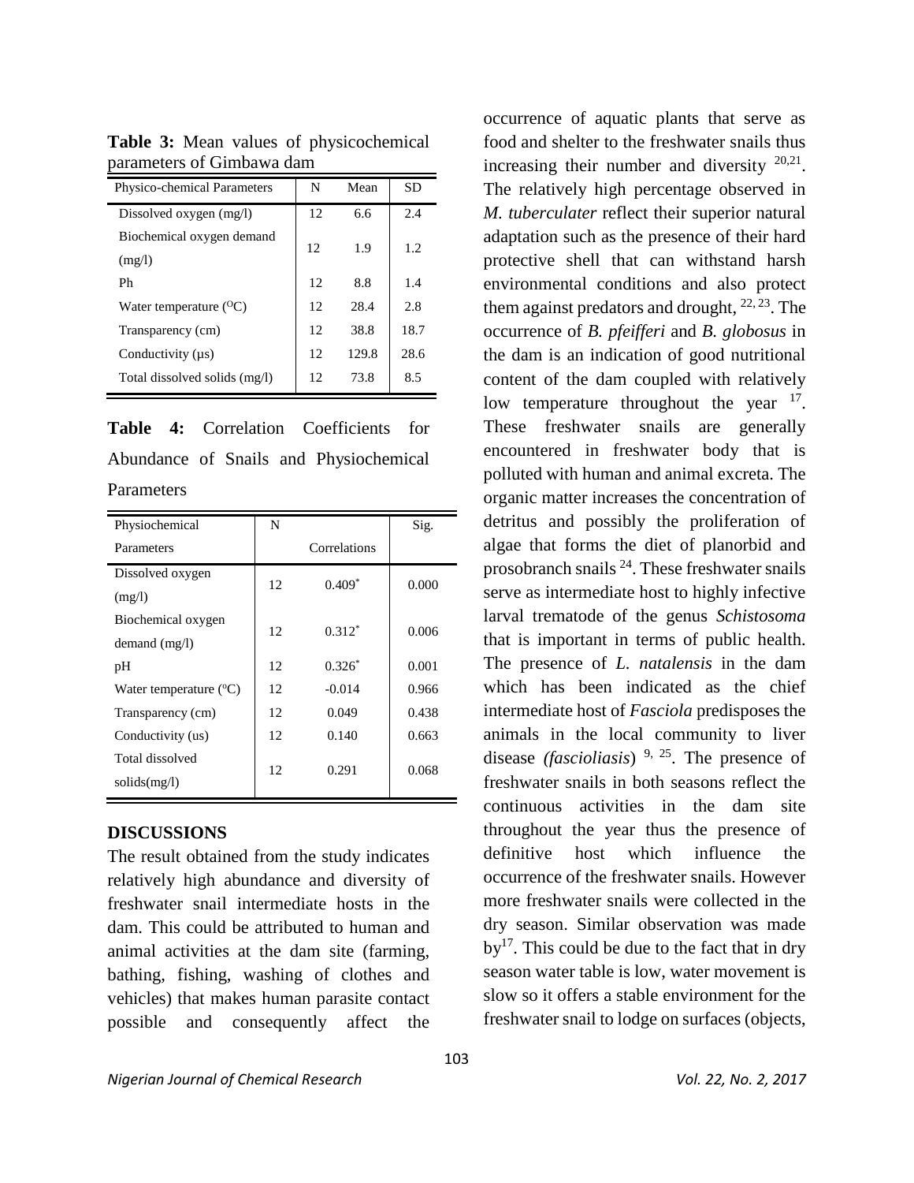**Table 3:** Mean values of physicochemical parameters of Gimbawa dam

| Physico-chemical Parameters | N | Mean | SD |
|---|---|---|---|
| Dissolved oxygen (mg/l) | 12 | 6.6 | 2.4 |
| Biochemical oxygen demand (mg/l) | 12 | 1.9 | 1.2 |
| Ph | 12 | 8.8 | 1.4 |
| Water temperature ($^{O}$C) | 12 | 28.4 | 2.8 |
| Transparency (cm) | 12 | 38.8 | 18.7 |
| Conductivity (µs) | 12 | 129.8 | 28.6 |
| Total dissolved solids (mg/l) | 12 | 73.8 | 8.5 |

**Table 4:** Correlation Coefficients for Abundance of Snails and Physiochemical Parameters

| Physiochemical Parameters | N | Correlations | Sig. |
|---|---|---|---|
| Dissolved oxygen (mg/l) | 12 | 0.409* | 0.000 |
| Biochemical oxygen demand (mg/l) | 12 | 0.312* | 0.006 |
| pH | 12 | 0.326* | 0.001 |
| Water temperature ($^{o}$C) | 12 | -0.014 | 0.966 |
| Transparency (cm) | 12 | 0.049 | 0.438 |
| Conductivity (us) | 12 | 0.140 | 0.663 |
| Total dissolved solids(mg/l) | 12 | 0.291 | 0.068 |

## DISCUSSIONS

The result obtained from the study indicates relatively high abundance and diversity of freshwater snail intermediate hosts in the dam. This could be attributed to human and animal activities at the dam site (farming, bathing, fishing, washing of clothes and vehicles) that makes human parasite contact possible and consequently affect the occurrence of aquatic plants that serve as food and shelter to the freshwater snails thus increasing their number and diversity [20,21]. The relatively high percentage observed in *M. tuberculater* reflect their superior natural adaptation such as the presence of their hard protective shell that can withstand harsh environmental conditions and also protect them against predators and drought, [22, 23]. The occurrence of *B. pfeifferi* and *B. globosus* in the dam is an indication of good nutritional content of the dam coupled with relatively low temperature throughout the year [17]. These freshwater snails are generally encountered in freshwater body that is polluted with human and animal excreta. The organic matter increases the concentration of detritus and possibly the proliferation of algae that forms the diet of planorbid and prosobranch snails [24]. These freshwater snails serve as intermediate host to highly infective larval trematode of the genus *Schistosoma* that is important in terms of public health. The presence of *L. natalensis* in the dam which has been indicated as the chief intermediate host of *Fasciola* predisposes the animals in the local community to liver disease *(fascioliasis*) [9, 25]. The presence of freshwater snails in both seasons reflect the continuous activities in the dam site throughout the year thus the presence of definitive host which influence the occurrence of the freshwater snails. However more freshwater snails were collected in the dry season. Similar observation was made by[17]. This could be due to the fact that in dry season water table is low, water movement is slow so it offers a stable environment for the freshwater snail to lodge on surfaces (objects,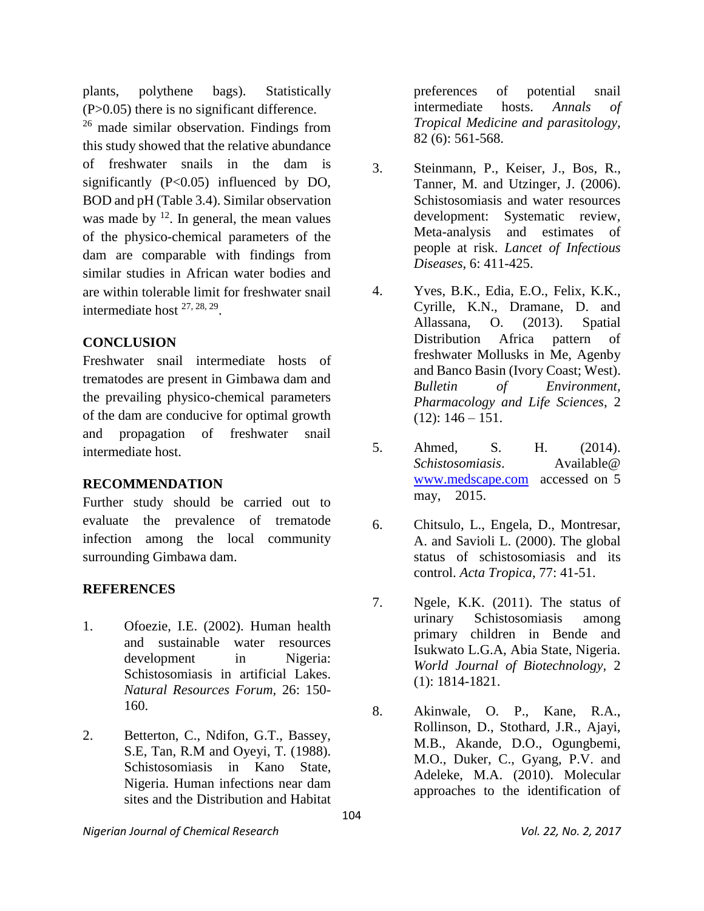plants, polythene bags). Statistically ($P>0.05$) there is no significant difference. [26] made similar observation. Findings from this study showed that the relative abundance of freshwater snails in the dam is significantly ($P<0.05$) influenced by DO, BOD and pH (Table 3.4). Similar observation was made by [12]. In general, the mean values of the physico-chemical parameters of the dam are comparable with findings from similar studies in African water bodies and are within tolerable limit for freshwater snail intermediate host [27, 28, 29].

## CONCLUSION

Freshwater snail intermediate hosts of trematodes are present in Gimbawa dam and the prevailing physico-chemical parameters of the dam are conducive for optimal growth and propagation of freshwater snail intermediate host.

## RECOMMENDATION

Further study should be carried out to evaluate the prevalence of trematode infection among the local community surrounding Gimbawa dam.

## REFERENCES

1. Ofoezie, I.E. (2002). Human health and sustainable water resources development in Nigeria: Schistosomiasis in artificial Lakes. *Natural Resources Forum*, 26: 150-160.

2. Betterton, C., Ndifon, G.T., Bassey, S.E, Tan, R.M and Oyeyi, T. (1988). Schistosomiasis in Kano State, Nigeria. Human infections near dam sites and the Distribution and Habitat preferences of potential snail intermediate hosts. *Annals of Tropical Medicine and parasitology*, 82 (6): 561-568.

3. Steinmann, P., Keiser, J., Bos, R., Tanner, M. and Utzinger, J. (2006). Schistosomiasis and water resources development: Systematic review, Meta-analysis and estimates of people at risk. *Lancet of Infectious Diseases*, 6: 411-425.

4. Yves, B.K., Edia, E.O., Felix, K.K., Cyrille, K.N., Dramane, D. and Allassana, O. (2013). Spatial Distribution Africa pattern of freshwater Mollusks in Me, Agenby and Banco Basin (Ivory Coast; West). *Bulletin of Environment, Pharmacology and Life Sciences*, 2 (12): 146 – 151.

5. Ahmed, S. H. (2014). *Schistosomiasis*. Available@ www.medscape.com accessed on 5 may, 2015.

6. Chitsulo, L., Engela, D., Montresar, A. and Savioli L. (2000). The global status of schistosomiasis and its control. *Acta Tropica*, 77: 41-51.

7. Ngele, K.K. (2011). The status of urinary Schistosomiasis among primary children in Bende and Isukwato L.G.A, Abia State, Nigeria. *World Journal of Biotechnology*, 2 (1): 1814-1821.

8. Akinwale, O. P., Kane, R.A., Rollinson, D., Stothard, J.R., Ajayi, M.B., Akande, D.O., Ogungbemi, M.O., Duker, C., Gyang, P.V. and Adeleke, M.A. (2010). Molecular approaches to the identification of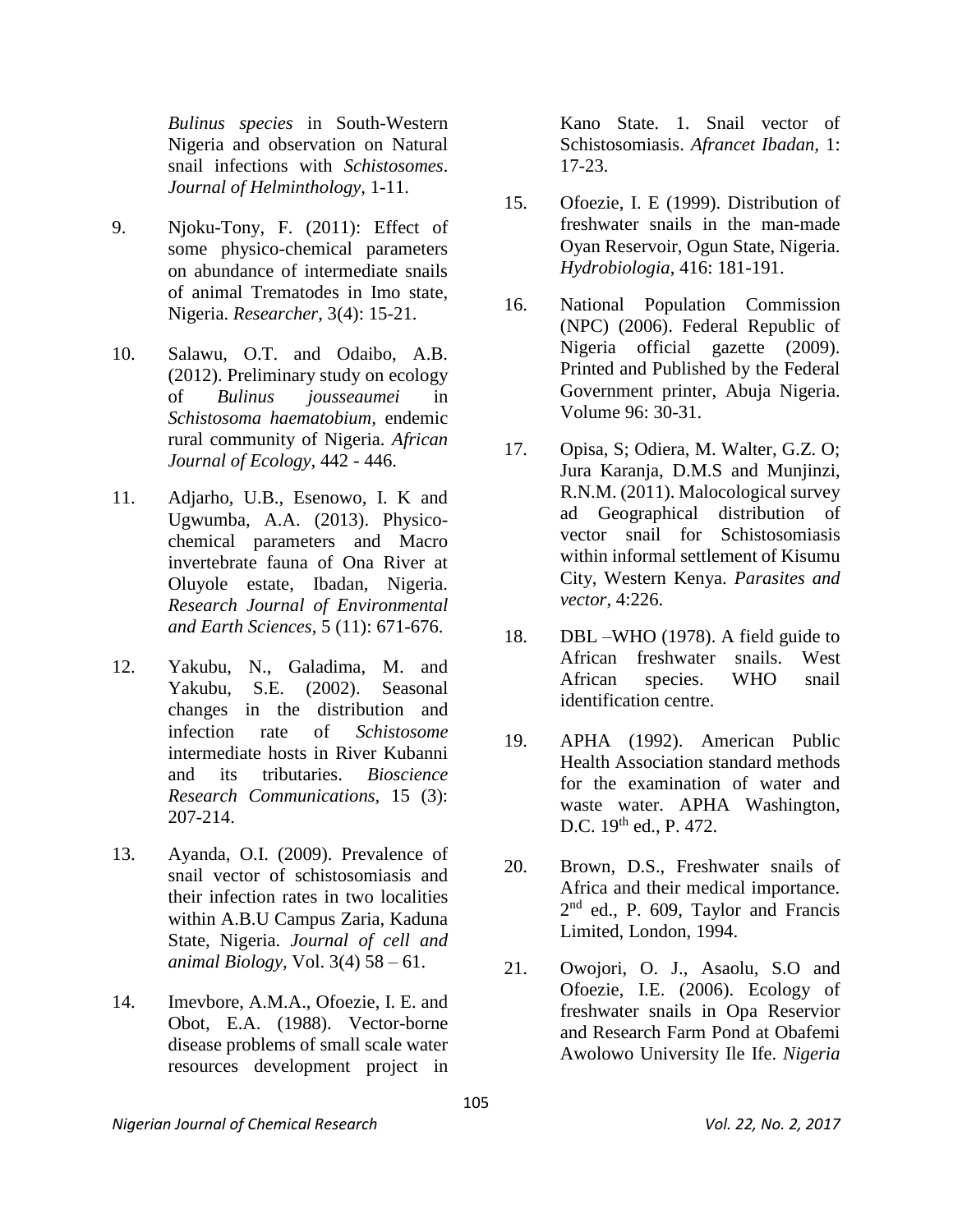*Bulinus species* in South-Western Nigeria and observation on Natural snail infections with *Schistosomes*. *Journal of Helminthology*, 1-11.

9. Njoku-Tony, F. (2011): Effect of some physico-chemical parameters on abundance of intermediate snails of animal Trematodes in Imo state, Nigeria. *Researcher*, 3(4): 15-21.

10. Salawu, O.T. and Odaibo, A.B. (2012). Preliminary study on ecology of *Bulinus jousseaumei* in *Schistosoma haematobium*, endemic rural community of Nigeria. *African Journal of Ecology*, 442 - 446.

11. Adjarho, U.B., Esenowo, I. K and Ugwumba, A.A. (2013). Physico-chemical parameters and Macro invertebrate fauna of Ona River at Oluyole estate, Ibadan, Nigeria. *Research Journal of Environmental and Earth Sciences*, 5 (11): 671-676.

12. Yakubu, N., Galadima, M. and Yakubu, S.E. (2002). Seasonal changes in the distribution and infection rate of *Schistosome* intermediate hosts in River Kubanni and its tributaries. *Bioscience Research Communications*, 15 (3): 207-214.

13. Ayanda, O.I. (2009). Prevalence of snail vector of schistosomiasis and their infection rates in two localities within A.B.U Campus Zaria, Kaduna State, Nigeria. *Journal of cell and animal Biology*, Vol. 3(4) 58 – 61.

14. Imevbore, A.M.A., Ofoezie, I. E. and Obot, E.A. (1988). Vector-borne disease problems of small scale water resources development project in Kano State. 1. Snail vector of Schistosomiasis. *Afrancet Ibadan*, 1: 17-23.

15. Ofoezie, I. E (1999). Distribution of freshwater snails in the man-made Oyan Reservoir, Ogun State, Nigeria. *Hydrobiologia*, 416: 181-191.

16. National Population Commission (NPC) (2006). Federal Republic of Nigeria official gazette (2009). Printed and Published by the Federal Government printer, Abuja Nigeria. Volume 96: 30-31.

17. Opisa, S; Odiera, M. Walter, G.Z. O; Jura Karanja, D.M.S and Munjinzi, R.N.M. (2011). Malocological survey ad Geographical distribution of vector snail for Schistosomiasis within informal settlement of Kisumu City, Western Kenya. *Parasites and vector*, 4:226.

18. DBL –WHO (1978). A field guide to African freshwater snails. West African species. WHO snail identification centre.

19. APHA (1992). American Public Health Association standard methods for the examination of water and waste water. APHA Washington, D.C. 19th ed., P. 472.

20. Brown, D.S., Freshwater snails of Africa and their medical importance. 2nd ed., P. 609, Taylor and Francis Limited, London, 1994.

21. Owojori, O. J., Asaolu, S.O and Ofoezie, I.E. (2006). Ecology of freshwater snails in Opa Reservior and Research Farm Pond at Obafemi Awolowo University Ile Ife. *Nigeria*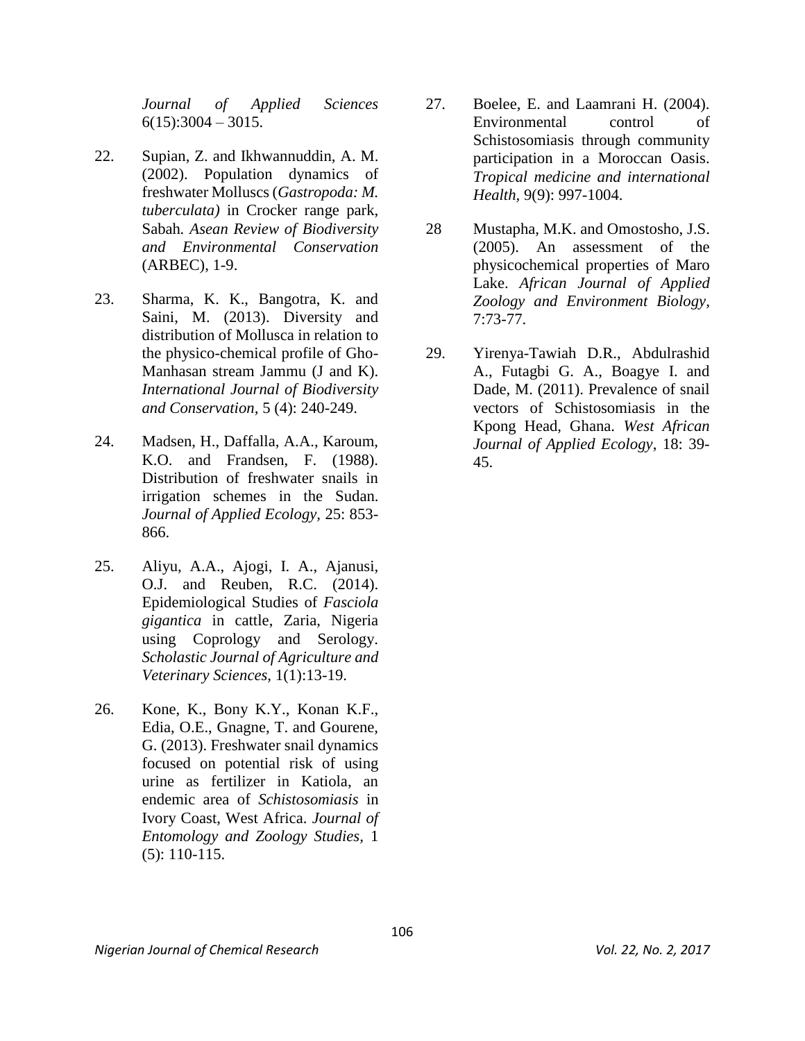*Journal of Applied Sciences* 6(15):3004 – 3015.

22. Supian, Z. and Ikhwannuddin, A. M. (2002). Population dynamics of freshwater Molluscs (*Gastropoda: M. tuberculata)* in Crocker range park, Sabah. *Asean Review of Biodiversity and Environmental Conservation* (ARBEC), 1-9.

23. Sharma, K. K., Bangotra, K. and Saini, M. (2013). Diversity and distribution of Mollusca in relation to the physico-chemical profile of Gho-Manhasan stream Jammu (J and K). *International Journal of Biodiversity and Conservation,* 5 (4): 240-249.

24. Madsen, H., Daffalla, A.A., Karoum, K.O. and Frandsen, F. (1988). Distribution of freshwater snails in irrigation schemes in the Sudan. *Journal of Applied Ecology,* 25: 853-866.

25. Aliyu, A.A., Ajogi, I. A., Ajanusi, O.J. and Reuben, R.C. (2014). Epidemiological Studies of *Fasciola gigantica* in cattle, Zaria, Nigeria using Coprology and Serology. *Scholastic Journal of Agriculture and Veterinary Sciences,* 1(1):13-19.

26. Kone, K., Bony K.Y., Konan K.F., Edia, O.E., Gnagne, T. and Gourene, G. (2013). Freshwater snail dynamics focused on potential risk of using urine as fertilizer in Katiola, an endemic area of *Schistosomiasis* in Ivory Coast, West Africa. *Journal of Entomology and Zoology Studies,* 1 (5): 110-115.

27. Boelee, E. and Laamrani H. (2004). Environmental control of Schistosomiasis through community participation in a Moroccan Oasis. *Tropical medicine and international Health,* 9(9): 997-1004.

28 Mustapha, M.K. and Omostosho, J.S. (2005). An assessment of the physicochemical properties of Maro Lake. *African Journal of Applied Zoology and Environment Biology,* 7:73-77.

29. Yirenya-Tawiah D.R., Abdulrashid A., Futagbi G. A., Boagye I. and Dade, M. (2011). Prevalence of snail vectors of Schistosomiasis in the Kpong Head, Ghana. *West African Journal of Applied Ecology*, 18: 39-45.